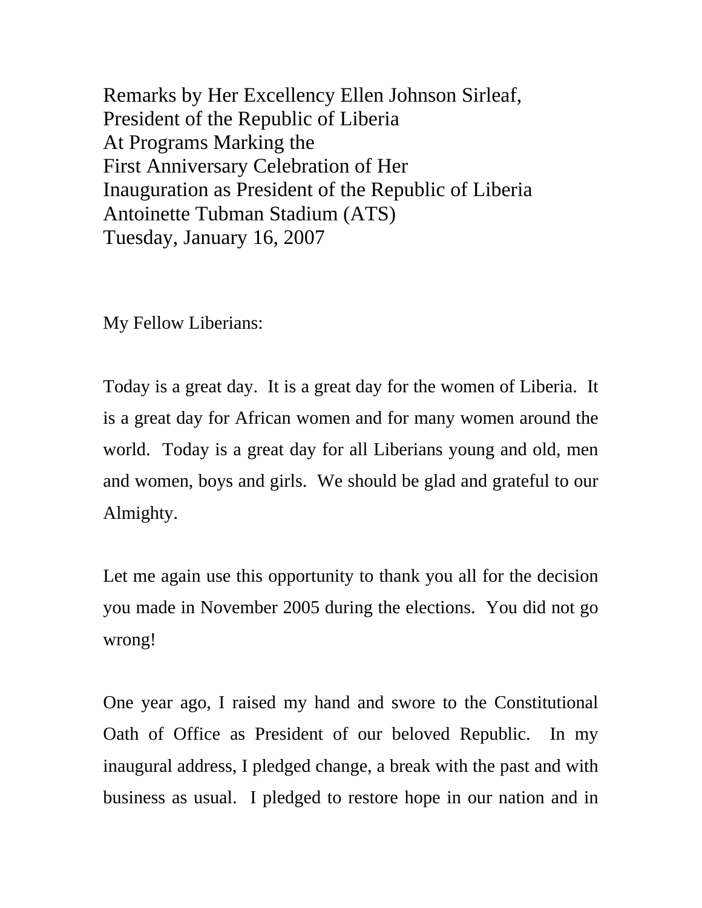Remarks by Her Excellency Ellen Johnson Sirleaf,
President of the Republic of Liberia
At Programs Marking the
First Anniversary Celebration of Her
Inauguration as President of the Republic of Liberia
Antoinette Tubman Stadium (ATS)
Tuesday, January 16, 2007

My Fellow Liberians:

Today is a great day. It is a great day for the women of Liberia. It is a great day for African women and for many women around the world. Today is a great day for all Liberians young and old, men and women, boys and girls. We should be glad and grateful to our Almighty.

Let me again use this opportunity to thank you all for the decision you made in November 2005 during the elections. You did not go wrong!

One year ago, I raised my hand and swore to the Constitutional Oath of Office as President of our beloved Republic. In my inaugural address, I pledged change, a break with the past and with business as usual. I pledged to restore hope in our nation and in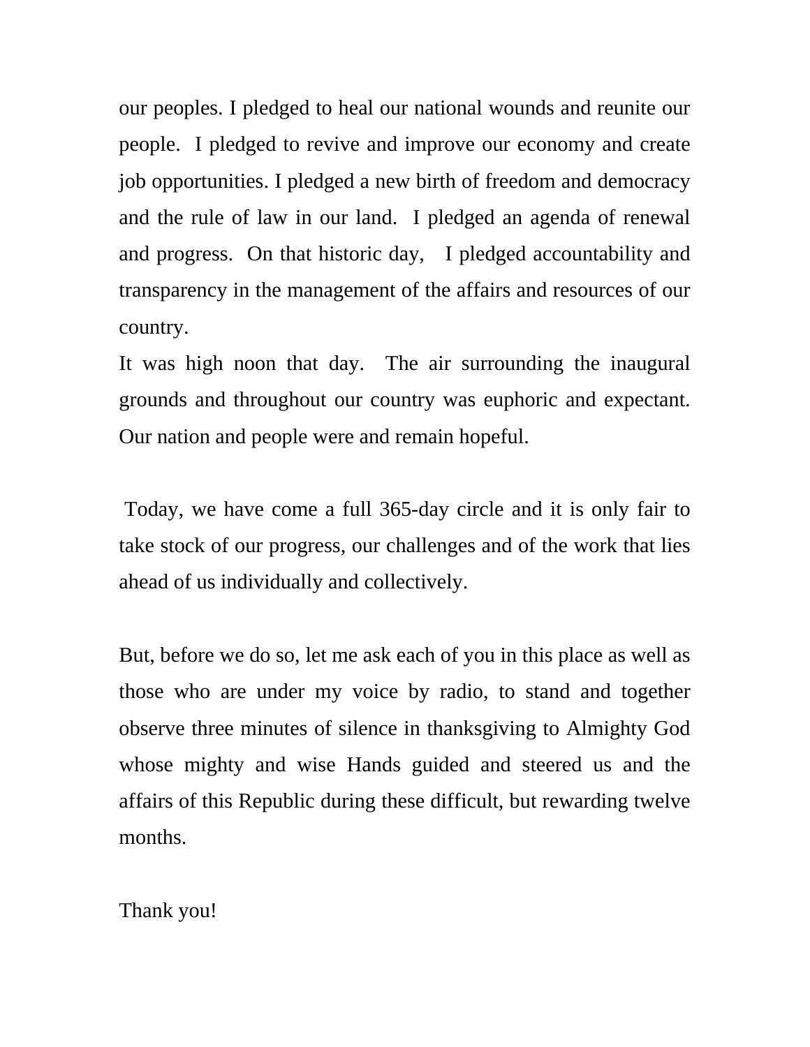our peoples. I pledged to heal our national wounds and reunite our people. I pledged to revive and improve our economy and create job opportunities. I pledged a new birth of freedom and democracy and the rule of law in our land. I pledged an agenda of renewal and progress. On that historic day, I pledged accountability and transparency in the management of the affairs and resources of our country.

It was high noon that day. The air surrounding the inaugural grounds and throughout our country was euphoric and expectant. Our nation and people were and remain hopeful.

Today, we have come a full 365-day circle and it is only fair to take stock of our progress, our challenges and of the work that lies ahead of us individually and collectively.

But, before we do so, let me ask each of you in this place as well as those who are under my voice by radio, to stand and together observe three minutes of silence in thanksgiving to Almighty God whose mighty and wise Hands guided and steered us and the affairs of this Republic during these difficult, but rewarding twelve months.

Thank you!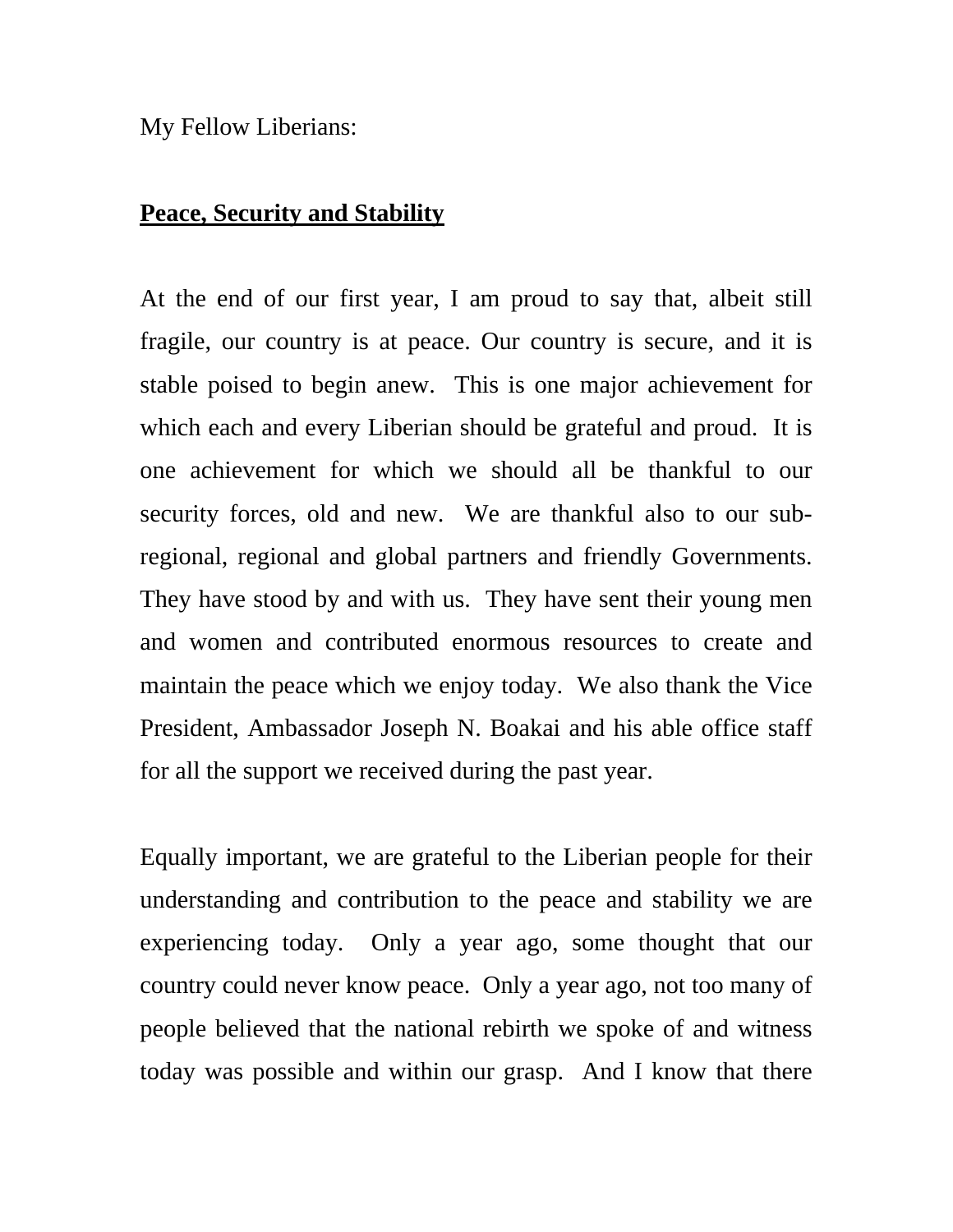My Fellow Liberians:

**Peace, Security and Stability**

At the end of our first year, I am proud to say that, albeit still fragile, our country is at peace. Our country is secure, and it is stable poised to begin anew. This is one major achievement for which each and every Liberian should be grateful and proud. It is one achievement for which we should all be thankful to our security forces, old and new. We are thankful also to our sub-regional, regional and global partners and friendly Governments. They have stood by and with us. They have sent their young men and women and contributed enormous resources to create and maintain the peace which we enjoy today. We also thank the Vice President, Ambassador Joseph N. Boakai and his able office staff for all the support we received during the past year.

Equally important, we are grateful to the Liberian people for their understanding and contribution to the peace and stability we are experiencing today. Only a year ago, some thought that our country could never know peace. Only a year ago, not too many of people believed that the national rebirth we spoke of and witness today was possible and within our grasp. And I know that there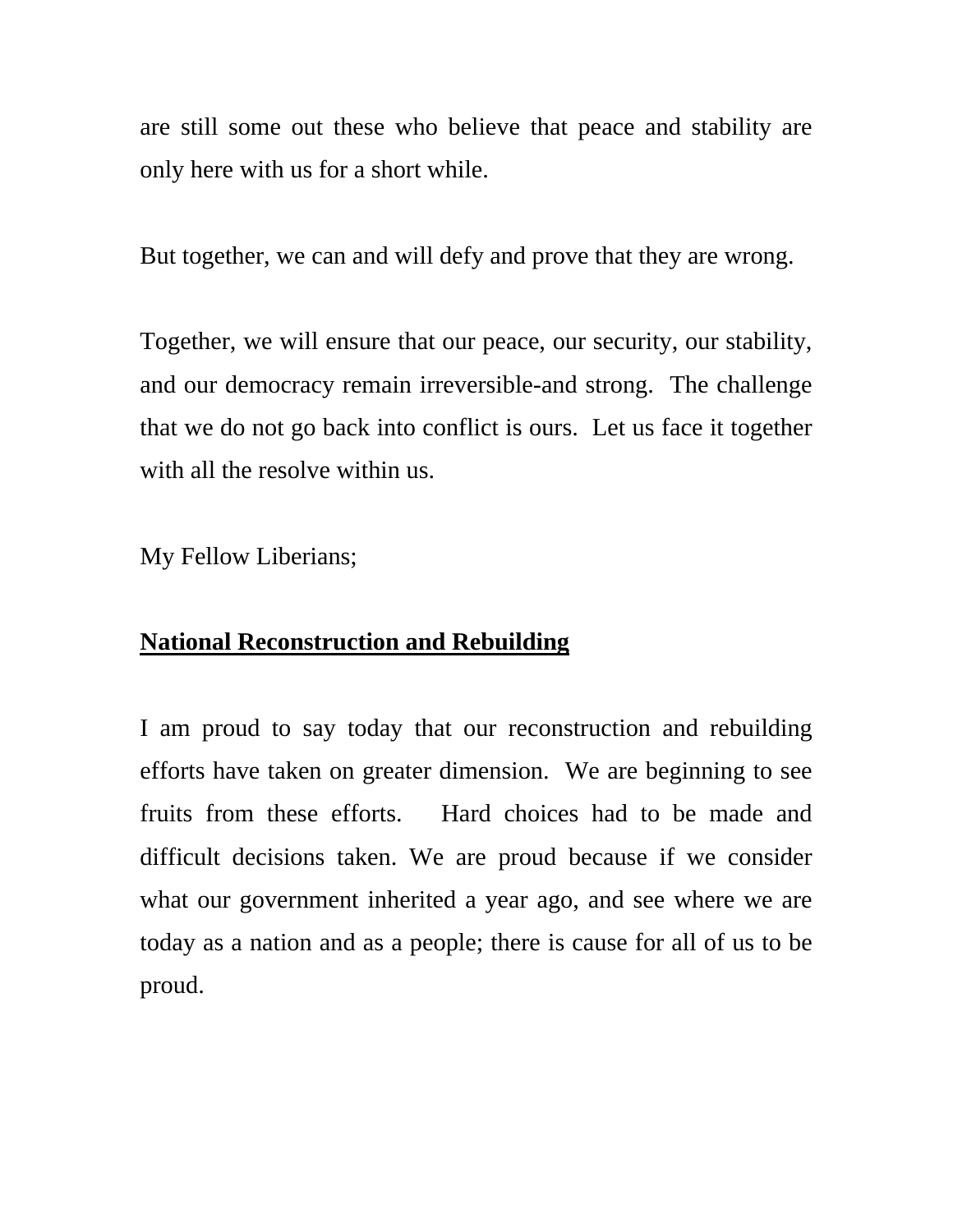are still some out these who believe that peace and stability are only here with us for a short while.

But together, we can and will defy and prove that they are wrong.

Together, we will ensure that our peace, our security, our stability, and our democracy remain irreversible-and strong. The challenge that we do not go back into conflict is ours. Let us face it together with all the resolve within us.

My Fellow Liberians;

**<u>National Reconstruction and Rebuilding</u>**

I am proud to say today that our reconstruction and rebuilding efforts have taken on greater dimension. We are beginning to see fruits from these efforts. Hard choices had to be made and difficult decisions taken. We are proud because if we consider what our government inherited a year ago, and see where we are today as a nation and as a people; there is cause for all of us to be proud.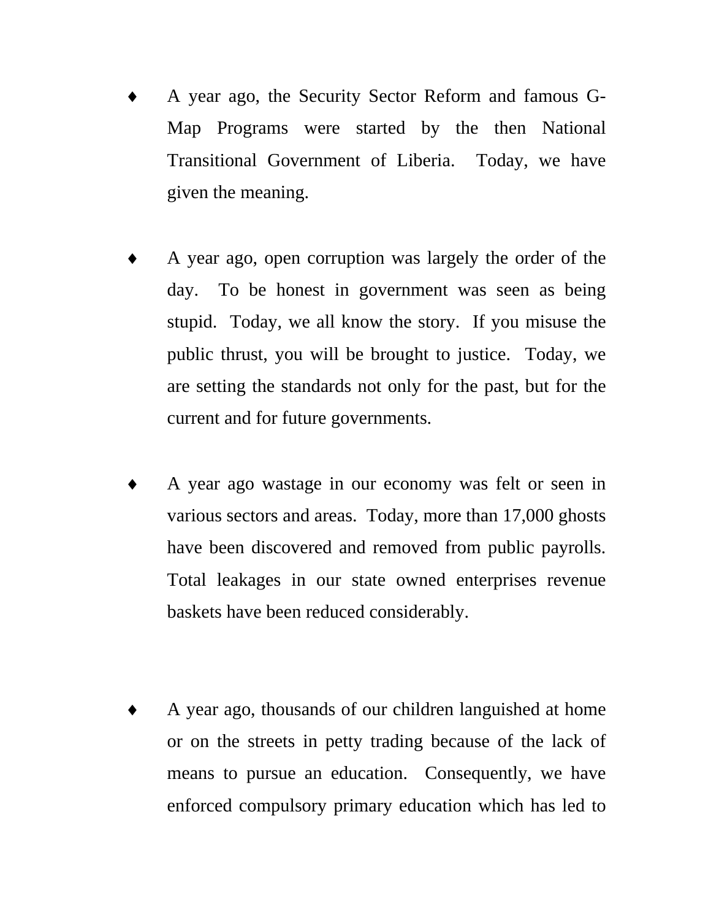- A year ago, the Security Sector Reform and famous G-Map Programs were started by the then National Transitional Government of Liberia. Today, we have given the meaning.

- A year ago, open corruption was largely the order of the day. To be honest in government was seen as being stupid. Today, we all know the story. If you misuse the public thrust, you will be brought to justice. Today, we are setting the standards not only for the past, but for the current and for future governments.

- A year ago wastage in our economy was felt or seen in various sectors and areas. Today, more than 17,000 ghosts have been discovered and removed from public payrolls. Total leakages in our state owned enterprises revenue baskets have been reduced considerably.

- A year ago, thousands of our children languished at home or on the streets in petty trading because of the lack of means to pursue an education. Consequently, we have enforced compulsory primary education which has led to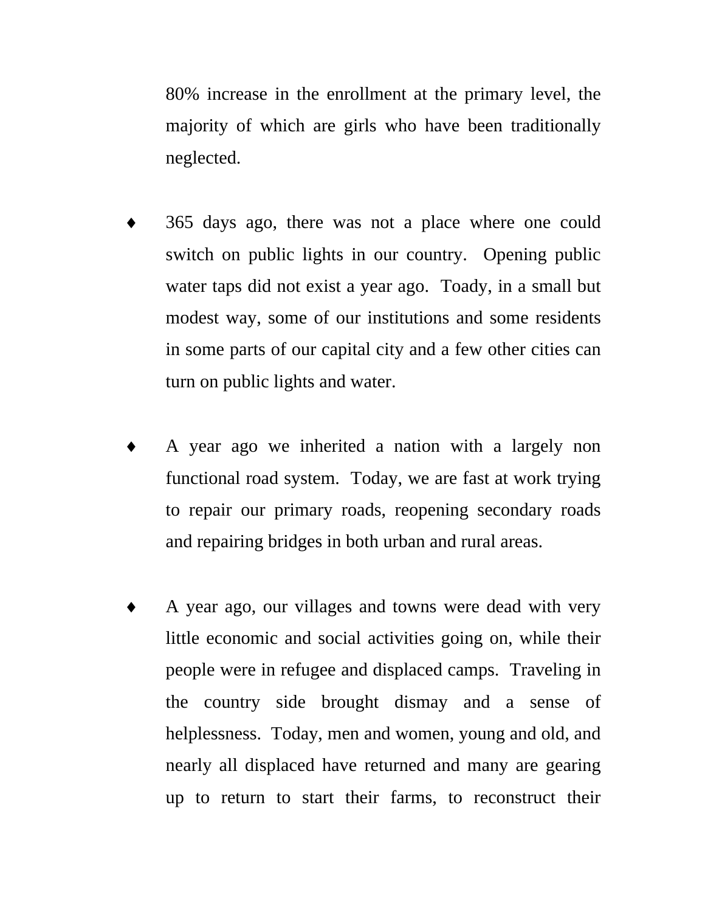80% increase in the enrollment at the primary level, the majority of which are girls who have been traditionally neglected.

- 365 days ago, there was not a place where one could switch on public lights in our country. Opening public water taps did not exist a year ago. Toady, in a small but modest way, some of our institutions and some residents in some parts of our capital city and a few other cities can turn on public lights and water.

- A year ago we inherited a nation with a largely non functional road system. Today, we are fast at work trying to repair our primary roads, reopening secondary roads and repairing bridges in both urban and rural areas.

- A year ago, our villages and towns were dead with very little economic and social activities going on, while their people were in refugee and displaced camps. Traveling in the country side brought dismay and a sense of helplessness. Today, men and women, young and old, and nearly all displaced have returned and many are gearing up to return to start their farms, to reconstruct their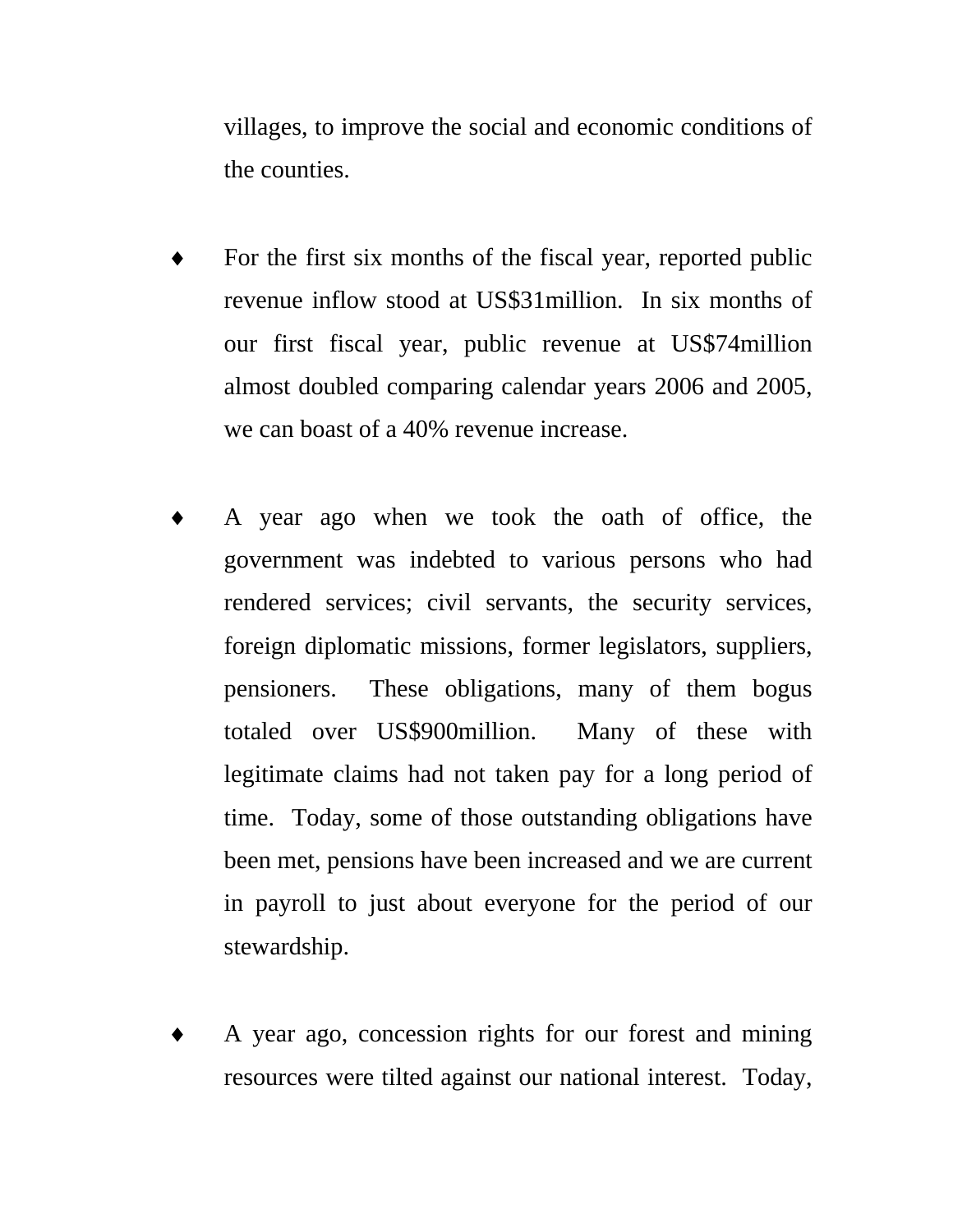villages, to improve the social and economic conditions of the counties.

- For the first six months of the fiscal year, reported public revenue inflow stood at US$31million. In six months of our first fiscal year, public revenue at US$74million almost doubled comparing calendar years 2006 and 2005, we can boast of a 40% revenue increase.

- A year ago when we took the oath of office, the government was indebted to various persons who had rendered services; civil servants, the security services, foreign diplomatic missions, former legislators, suppliers, pensioners. These obligations, many of them bogus totaled over US$900million. Many of these with legitimate claims had not taken pay for a long period of time. Today, some of those outstanding obligations have been met, pensions have been increased and we are current in payroll to just about everyone for the period of our stewardship.

- A year ago, concession rights for our forest and mining resources were tilted against our national interest. Today,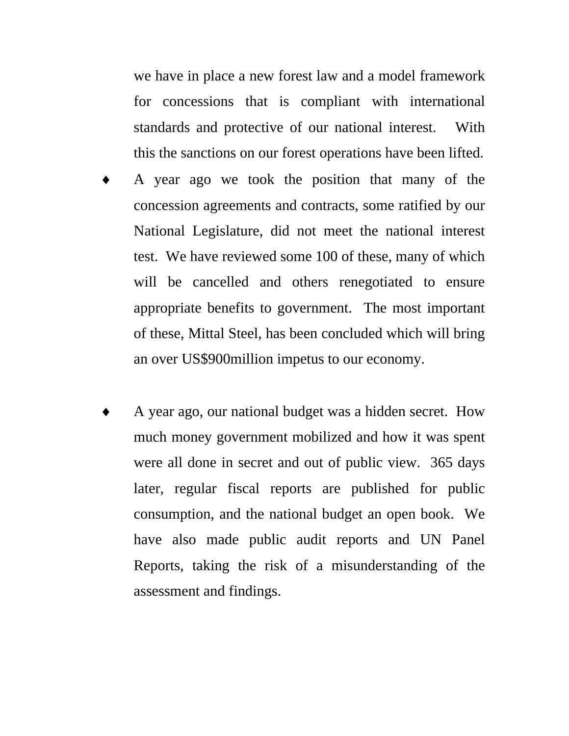we have in place a new forest law and a model framework for concessions that is compliant with international standards and protective of our national interest. With this the sanctions on our forest operations have been lifted.

- A year ago we took the position that many of the concession agreements and contracts, some ratified by our National Legislature, did not meet the national interest test. We have reviewed some 100 of these, many of which will be cancelled and others renegotiated to ensure appropriate benefits to government. The most important of these, Mittal Steel, has been concluded which will bring an over US$900million impetus to our economy.

- A year ago, our national budget was a hidden secret. How much money government mobilized and how it was spent were all done in secret and out of public view. 365 days later, regular fiscal reports are published for public consumption, and the national budget an open book. We have also made public audit reports and UN Panel Reports, taking the risk of a misunderstanding of the assessment and findings.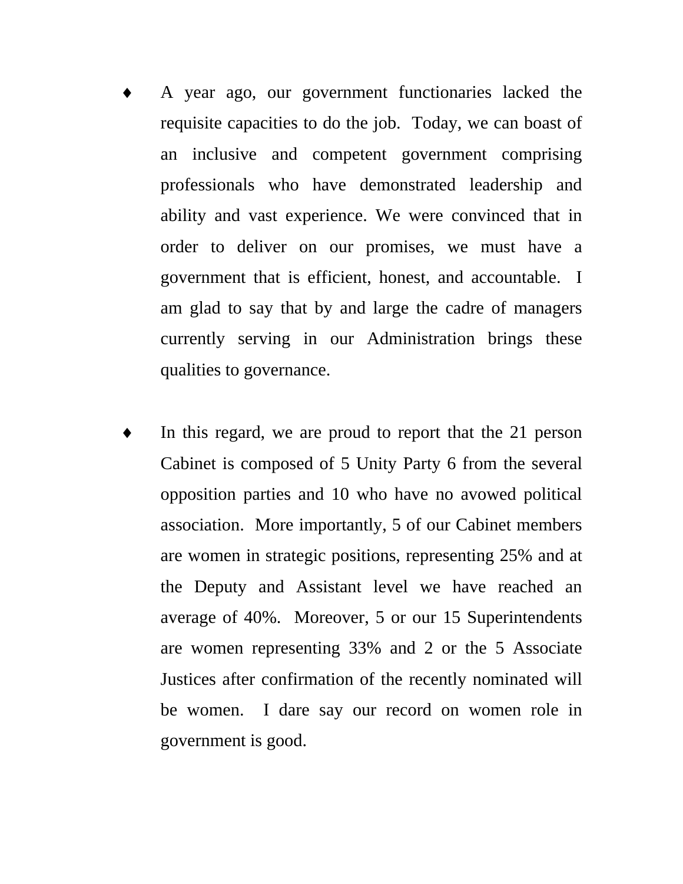- A year ago, our government functionaries lacked the requisite capacities to do the job. Today, we can boast of an inclusive and competent government comprising professionals who have demonstrated leadership and ability and vast experience. We were convinced that in order to deliver on our promises, we must have a government that is efficient, honest, and accountable. I am glad to say that by and large the cadre of managers currently serving in our Administration brings these qualities to governance.

- In this regard, we are proud to report that the 21 person Cabinet is composed of 5 Unity Party 6 from the several opposition parties and 10 who have no avowed political association. More importantly, 5 of our Cabinet members are women in strategic positions, representing 25% and at the Deputy and Assistant level we have reached an average of 40%. Moreover, 5 or our 15 Superintendents are women representing 33% and 2 or the 5 Associate Justices after confirmation of the recently nominated will be women. I dare say our record on women role in government is good.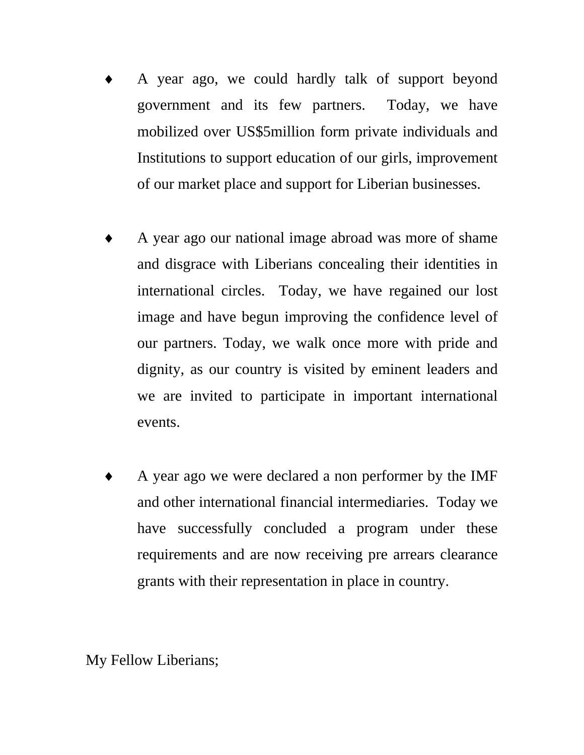- A year ago, we could hardly talk of support beyond government and its few partners. Today, we have mobilized over US$5million form private individuals and Institutions to support education of our girls, improvement of our market place and support for Liberian businesses.

- A year ago our national image abroad was more of shame and disgrace with Liberians concealing their identities in international circles. Today, we have regained our lost image and have begun improving the confidence level of our partners. Today, we walk once more with pride and dignity, as our country is visited by eminent leaders and we are invited to participate in important international events.

- A year ago we were declared a non performer by the IMF and other international financial intermediaries. Today we have successfully concluded a program under these requirements and are now receiving pre arrears clearance grants with their representation in place in country.

My Fellow Liberians;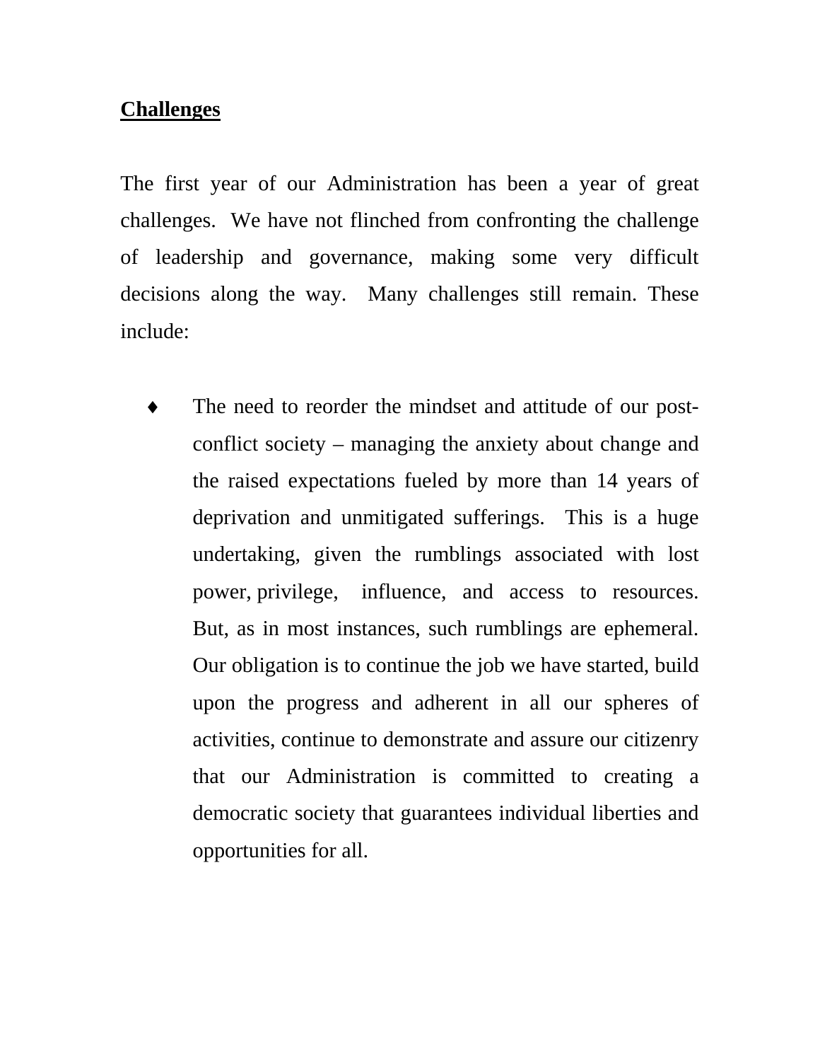**Challenges**

The first year of our Administration has been a year of great challenges. We have not flinched from confronting the challenge of leadership and governance, making some very difficult decisions along the way. Many challenges still remain. These include:

- The need to reorder the mindset and attitude of our post-conflict society – managing the anxiety about change and the raised expectations fueled by more than 14 years of deprivation and unmitigated sufferings. This is a huge undertaking, given the rumblings associated with lost power, privilege, influence, and access to resources. But, as in most instances, such rumblings are ephemeral. Our obligation is to continue the job we have started, build upon the progress and adherent in all our spheres of activities, continue to demonstrate and assure our citizenry that our Administration is committed to creating a democratic society that guarantees individual liberties and opportunities for all.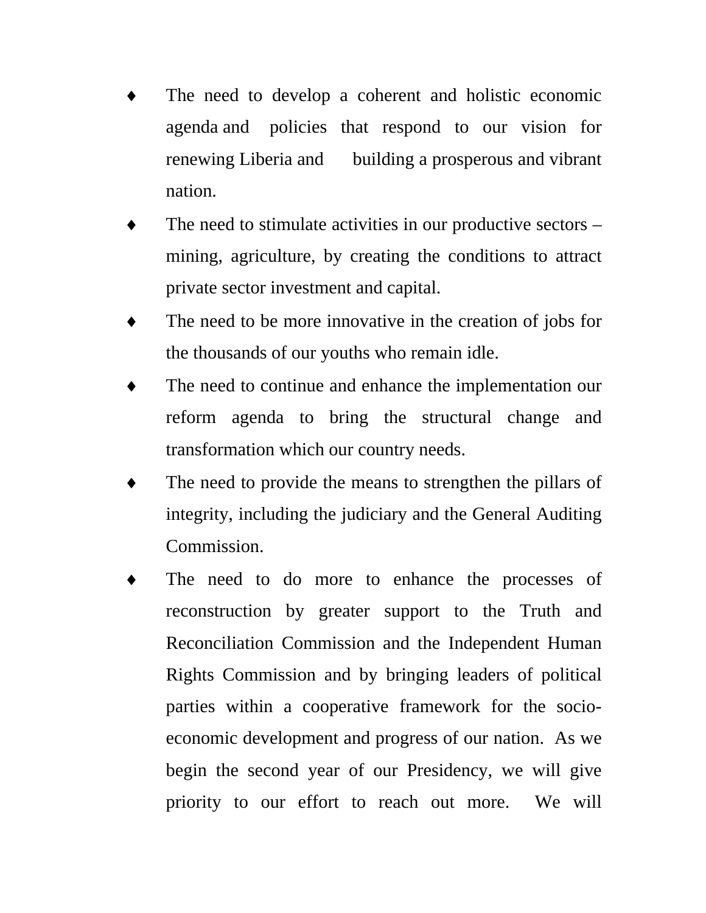- The need to develop a coherent and holistic economic agenda and policies that respond to our vision for renewing Liberia and building a prosperous and vibrant nation.
- The need to stimulate activities in our productive sectors – mining, agriculture, by creating the conditions to attract private sector investment and capital.
- The need to be more innovative in the creation of jobs for the thousands of our youths who remain idle.
- The need to continue and enhance the implementation our reform agenda to bring the structural change and transformation which our country needs.
- The need to provide the means to strengthen the pillars of integrity, including the judiciary and the General Auditing Commission.
- The need to do more to enhance the processes of reconstruction by greater support to the Truth and Reconciliation Commission and the Independent Human Rights Commission and by bringing leaders of political parties within a cooperative framework for the socio-economic development and progress of our nation. As we begin the second year of our Presidency, we will give priority to our effort to reach out more. We will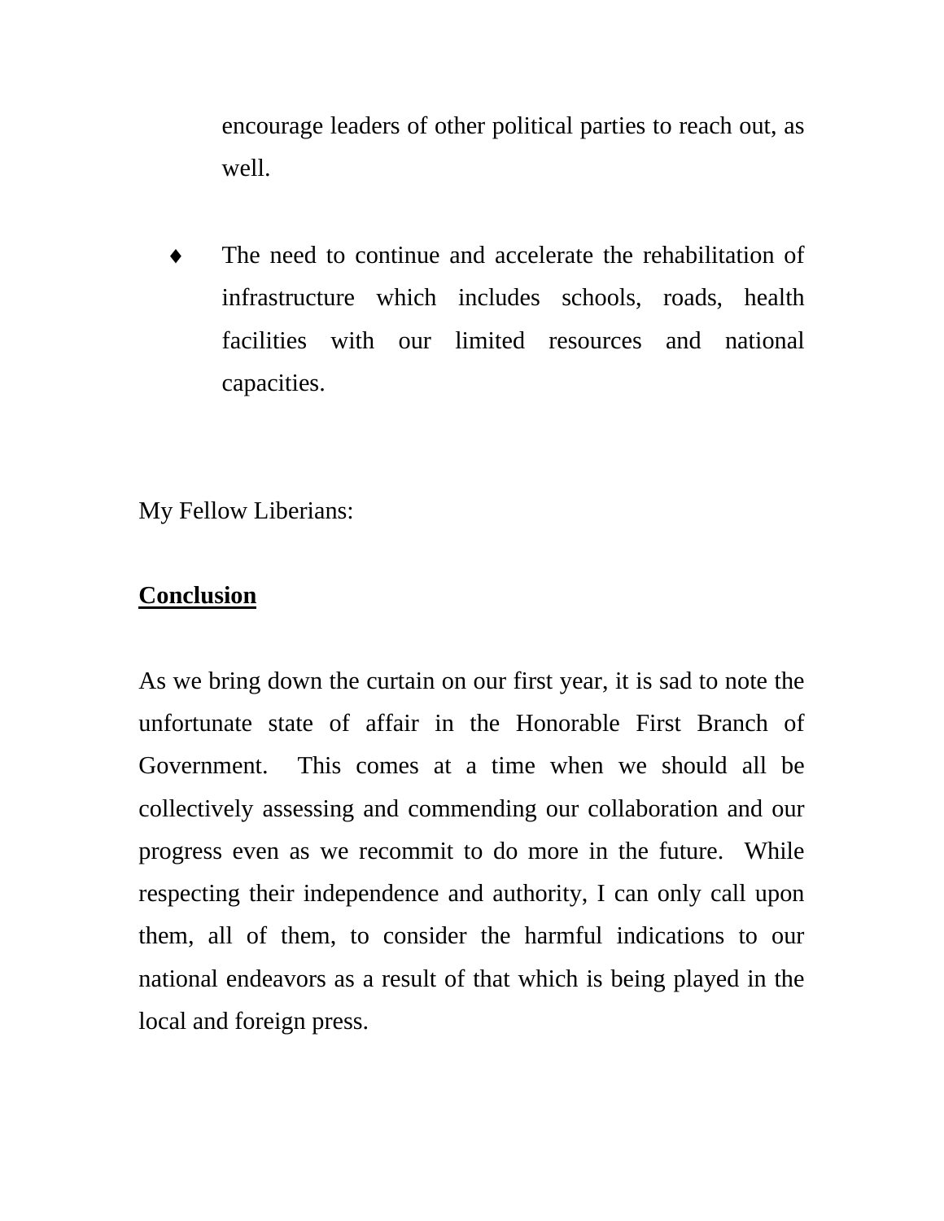encourage leaders of other political parties to reach out, as well.

- The need to continue and accelerate the rehabilitation of infrastructure which includes schools, roads, health facilities with our limited resources and national capacities.

My Fellow Liberians:

**<u>Conclusion</u>**

As we bring down the curtain on our first year, it is sad to note the unfortunate state of affair in the Honorable First Branch of Government. This comes at a time when we should all be collectively assessing and commending our collaboration and our progress even as we recommit to do more in the future. While respecting their independence and authority, I can only call upon them, all of them, to consider the harmful indications to our national endeavors as a result of that which is being played in the local and foreign press.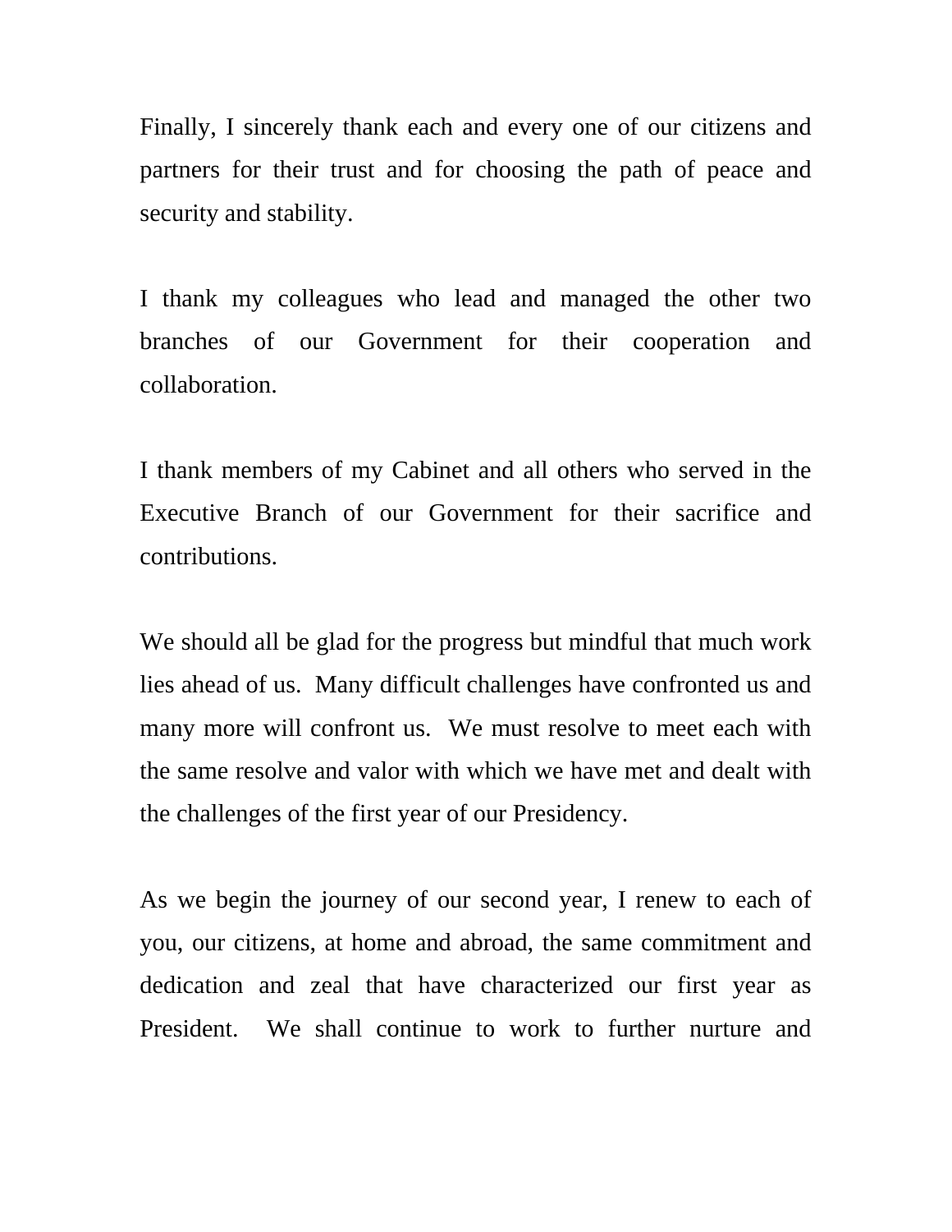Finally, I sincerely thank each and every one of our citizens and partners for their trust and for choosing the path of peace and security and stability.

I thank my colleagues who lead and managed the other two branches of our Government for their cooperation and collaboration.

I thank members of my Cabinet and all others who served in the Executive Branch of our Government for their sacrifice and contributions.

We should all be glad for the progress but mindful that much work lies ahead of us. Many difficult challenges have confronted us and many more will confront us. We must resolve to meet each with the same resolve and valor with which we have met and dealt with the challenges of the first year of our Presidency.

As we begin the journey of our second year, I renew to each of you, our citizens, at home and abroad, the same commitment and dedication and zeal that have characterized our first year as President. We shall continue to work to further nurture and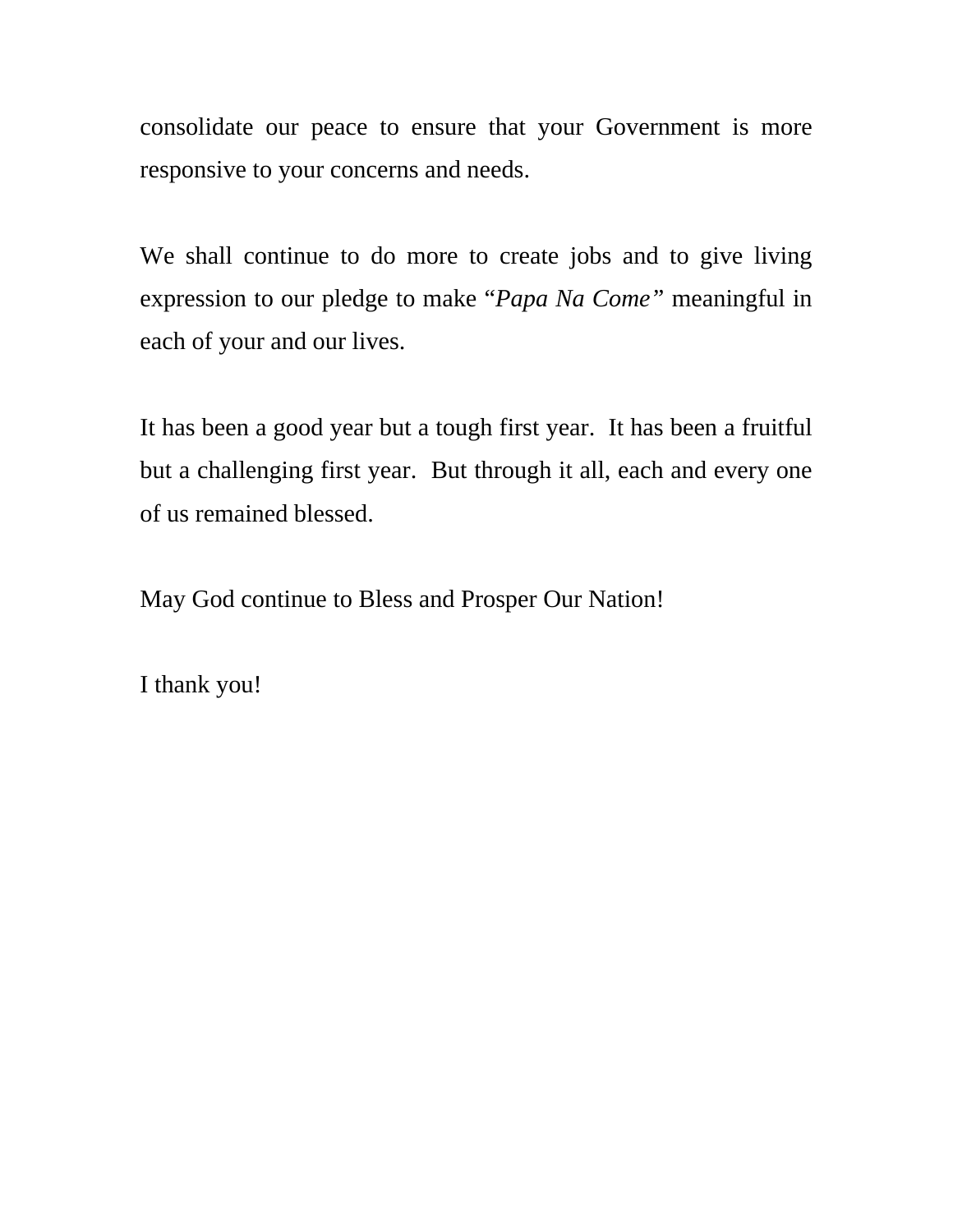consolidate our peace to ensure that your Government is more responsive to your concerns and needs.

We shall continue to do more to create jobs and to give living expression to our pledge to make "*Papa Na Come*" meaningful in each of your and our lives.

It has been a good year but a tough first year. It has been a fruitful but a challenging first year. But through it all, each and every one of us remained blessed.

May God continue to Bless and Prosper Our Nation!

I thank you!